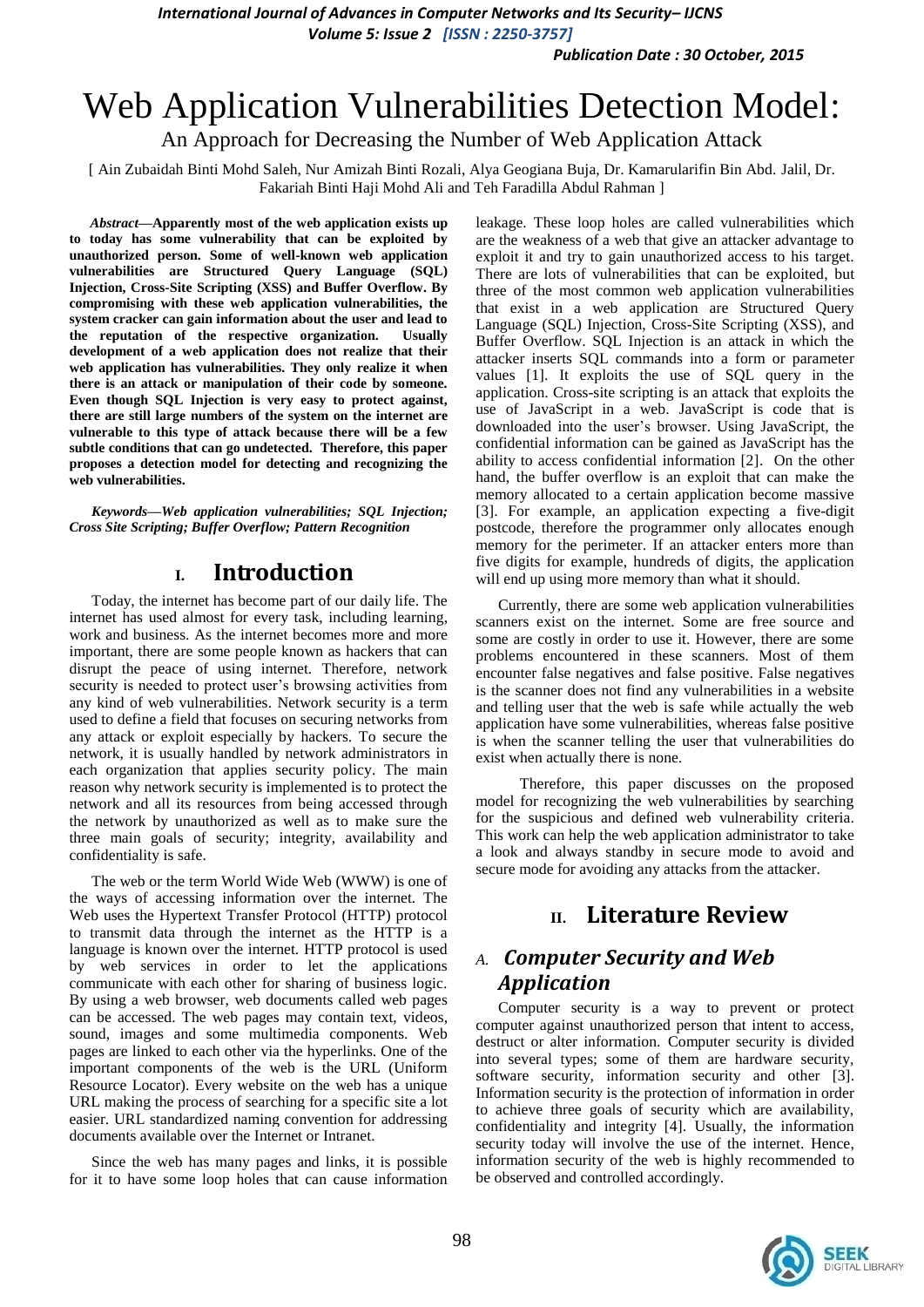# Web Application Vulnerabilities Detection Model:

## An Approach for Decreasing the Number of Web Application Attack

[ Ain Zubaidah Binti Mohd Saleh, Nur Amizah Binti Rozali, Alya Geogiana Buja, Dr. Kamarularifin Bin Abd. Jalil, Dr. Fakariah Binti Haji Mohd Ali and Teh Faradilla Abdul Rahman ]

***Abstract*—Apparently most of the web application exists up to today has some vulnerability that can be exploited by unauthorized person. Some of well-known web application vulnerabilities are Structured Query Language (SQL) Injection, Cross-Site Scripting (XSS) and Buffer Overflow. By compromising with these web application vulnerabilities, the system cracker can gain information about the user and lead to the reputation of the respective organization. Usually development of a web application does not realize that their web application has vulnerabilities. They only realize it when there is an attack or manipulation of their code by someone. Even though SQL Injection is very easy to protect against, there are still large numbers of the system on the internet are vulnerable to this type of attack because there will be a few subtle conditions that can go undetected. Therefore, this paper proposes a detection model for detecting and recognizing the web vulnerabilities.**

***Keywords*—*Web application vulnerabilities; SQL Injection; Cross Site Scripting; Buffer Overflow; Pattern Recognition***

## I. Introduction

Today, the internet has become part of our daily life. The internet has used almost for every task, including learning, work and business. As the internet becomes more and more important, there are some people known as hackers that can disrupt the peace of using internet. Therefore, network security is needed to protect user's browsing activities from any kind of web vulnerabilities. Network security is a term used to define a field that focuses on securing networks from any attack or exploit especially by hackers. To secure the network, it is usually handled by network administrators in each organization that applies security policy. The main reason why network security is implemented is to protect the network and all its resources from being accessed through the network by unauthorized as well as to make sure the three main goals of security; integrity, availability and confidentiality is safe.

The web or the term World Wide Web (WWW) is one of the ways of accessing information over the internet. The Web uses the Hypertext Transfer Protocol (HTTP) protocol to transmit data through the internet as the HTTP is a language is known over the internet. HTTP protocol is used by web services in order to let the applications communicate with each other for sharing of business logic. By using a web browser, web documents called web pages can be accessed. The web pages may contain text, videos, sound, images and some multimedia components. Web pages are linked to each other via the hyperlinks. One of the important components of the web is the URL (Uniform Resource Locator). Every website on the web has a unique URL making the process of searching for a specific site a lot easier. URL standardized naming convention for addressing documents available over the Internet or Intranet.

Since the web has many pages and links, it is possible for it to have some loop holes that can cause information leakage. These loop holes are called vulnerabilities which are the weakness of a web that give an attacker advantage to exploit it and try to gain unauthorized access to his target. There are lots of vulnerabilities that can be exploited, but three of the most common web application vulnerabilities that exist in a web application are Structured Query Language (SQL) Injection, Cross-Site Scripting (XSS), and Buffer Overflow. SQL Injection is an attack in which the attacker inserts SQL commands into a form or parameter values [1]. It exploits the use of SQL query in the application. Cross-site scripting is an attack that exploits the use of JavaScript in a web. JavaScript is code that is downloaded into the user's browser. Using JavaScript, the confidential information can be gained as JavaScript has the ability to access confidential information [2]. On the other hand, the buffer overflow is an exploit that can make the memory allocated to a certain application become massive [3]. For example, an application expecting a five-digit postcode, therefore the programmer only allocates enough memory for the perimeter. If an attacker enters more than five digits for example, hundreds of digits, the application will end up using more memory than what it should.

Currently, there are some web application vulnerabilities scanners exist on the internet. Some are free source and some are costly in order to use it. However, there are some problems encountered in these scanners. Most of them encounter false negatives and false positive. False negatives is the scanner does not find any vulnerabilities in a website and telling user that the web is safe while actually the web application have some vulnerabilities, whereas false positive is when the scanner telling the user that vulnerabilities do exist when actually there is none.

Therefore, this paper discusses on the proposed model for recognizing the web vulnerabilities by searching for the suspicious and defined web vulnerability criteria. This work can help the web application administrator to take a look and always standby in secure mode to avoid and secure mode for avoiding any attacks from the attacker.

## II. Literature Review

### *A. Computer Security and Web Application*

Computer security is a way to prevent or protect computer against unauthorized person that intent to access, destruct or alter information. Computer security is divided into several types; some of them are hardware security, software security, information security and other [3]. Information security is the protection of information in order to achieve three goals of security which are availability, confidentiality and integrity [4]. Usually, the information security today will involve the use of the internet. Hence, information security of the web is highly recommended to be observed and controlled accordingly.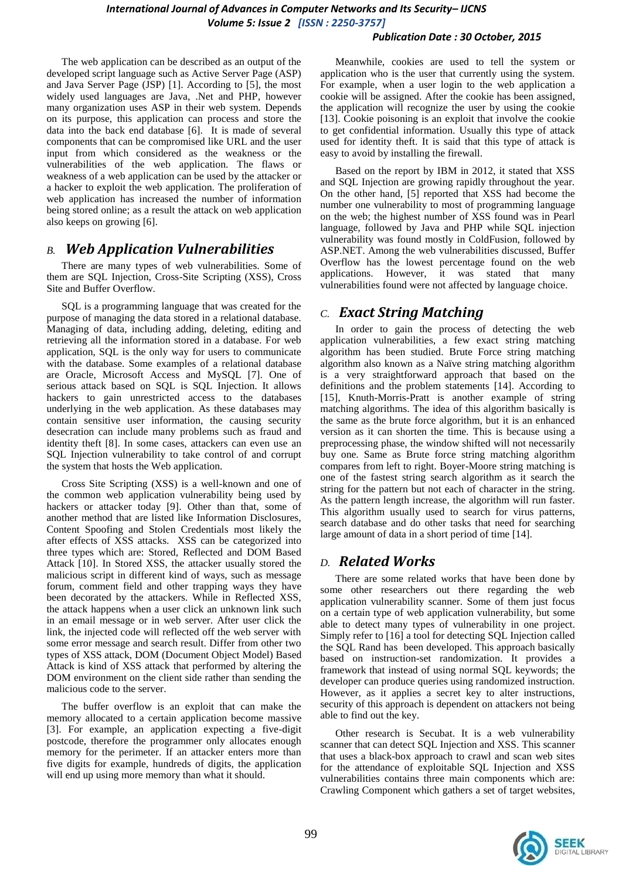The web application can be described as an output of the developed script language such as Active Server Page (ASP) and Java Server Page (JSP) [1]. According to [5], the most widely used languages are Java, .Net and PHP, however many organization uses ASP in their web system. Depends on its purpose, this application can process and store the data into the back end database [6]. It is made of several components that can be compromised like URL and the user input from which considered as the weakness or the vulnerabilities of the web application. The flaws or weakness of a web application can be used by the attacker or a hacker to exploit the web application. The proliferation of web application has increased the number of information being stored online; as a result the attack on web application also keeps on growing [6].

## B. *Web Application Vulnerabilities*

There are many types of web vulnerabilities. Some of them are SQL Injection, Cross-Site Scripting (XSS), Cross Site and Buffer Overflow.

SQL is a programming language that was created for the purpose of managing the data stored in a relational database. Managing of data, including adding, deleting, editing and retrieving all the information stored in a database. For web application, SQL is the only way for users to communicate with the database. Some examples of a relational database are Oracle, Microsoft Access and MySQL [7]. One of serious attack based on SQL is SQL Injection. It allows hackers to gain unrestricted access to the databases underlying in the web application. As these databases may contain sensitive user information, the causing security desecration can include many problems such as fraud and identity theft [8]. In some cases, attackers can even use an SQL Injection vulnerability to take control of and corrupt the system that hosts the Web application.

Cross Site Scripting (XSS) is a well-known and one of the common web application vulnerability being used by hackers or attacker today [9]. Other than that, some of another method that are listed like Information Disclosures, Content Spoofing and Stolen Credentials most likely the after effects of XSS attacks. XSS can be categorized into three types which are: Stored, Reflected and DOM Based Attack [10]. In Stored XSS, the attacker usually stored the malicious script in different kind of ways, such as message forum, comment field and other trapping ways they have been decorated by the attackers. While in Reflected XSS, the attack happens when a user click an unknown link such in an email message or in web server. After user click the link, the injected code will reflected off the web server with some error message and search result. Differ from other two types of XSS attack, DOM (Document Object Model) Based Attack is kind of XSS attack that performed by altering the DOM environment on the client side rather than sending the malicious code to the server.

The buffer overflow is an exploit that can make the memory allocated to a certain application become massive [3]. For example, an application expecting a five-digit postcode, therefore the programmer only allocates enough memory for the perimeter. If an attacker enters more than five digits for example, hundreds of digits, the application will end up using more memory than what it should.

Meanwhile, cookies are used to tell the system or application who is the user that currently using the system. For example, when a user login to the web application a cookie will be assigned. After the cookie has been assigned, the application will recognize the user by using the cookie [13]. Cookie poisoning is an exploit that involve the cookie to get confidential information. Usually this type of attack used for identity theft. It is said that this type of attack is easy to avoid by installing the firewall.

Based on the report by IBM in 2012, it stated that XSS and SQL Injection are growing rapidly throughout the year. On the other hand, [5] reported that XSS had become the number one vulnerability to most of programming language on the web; the highest number of XSS found was in Pearl language, followed by Java and PHP while SQL injection vulnerability was found mostly in ColdFusion, followed by ASP.NET. Among the web vulnerabilities discussed, Buffer Overflow has the lowest percentage found on the web applications. However, it was stated that many vulnerabilities found were not affected by language choice.

## C. *Exact String Matching*

In order to gain the process of detecting the web application vulnerabilities, a few exact string matching algorithm has been studied. Brute Force string matching algorithm also known as a Naïve string matching algorithm is a very straightforward approach that based on the definitions and the problem statements [14]. According to [15], Knuth-Morris-Pratt is another example of string matching algorithms. The idea of this algorithm basically is the same as the brute force algorithm, but it is an enhanced version as it can shorten the time. This is because using a preprocessing phase, the window shifted will not necessarily buy one. Same as Brute force string matching algorithm compares from left to right. Boyer-Moore string matching is one of the fastest string search algorithm as it search the string for the pattern but not each of character in the string. As the pattern length increase, the algorithm will run faster. This algorithm usually used to search for virus patterns, search database and do other tasks that need for searching large amount of data in a short period of time [14].

## D. *Related Works*

There are some related works that have been done by some other researchers out there regarding the web application vulnerability scanner. Some of them just focus on a certain type of web application vulnerability, but some able to detect many types of vulnerability in one project. Simply refer to [16] a tool for detecting SQL Injection called the SQL Rand has been developed. This approach basically based on instruction-set randomization. It provides a framework that instead of using normal SQL keywords; the developer can produce queries using randomized instruction. However, as it applies a secret key to alter instructions, security of this approach is dependent on attackers not being able to find out the key.

Other research is Secubat. It is a web vulnerability scanner that can detect SQL Injection and XSS. This scanner that uses a black-box approach to crawl and scan web sites for the attendance of exploitable SQL Injection and XSS vulnerabilities contains three main components which are: Crawling Component which gathers a set of target websites,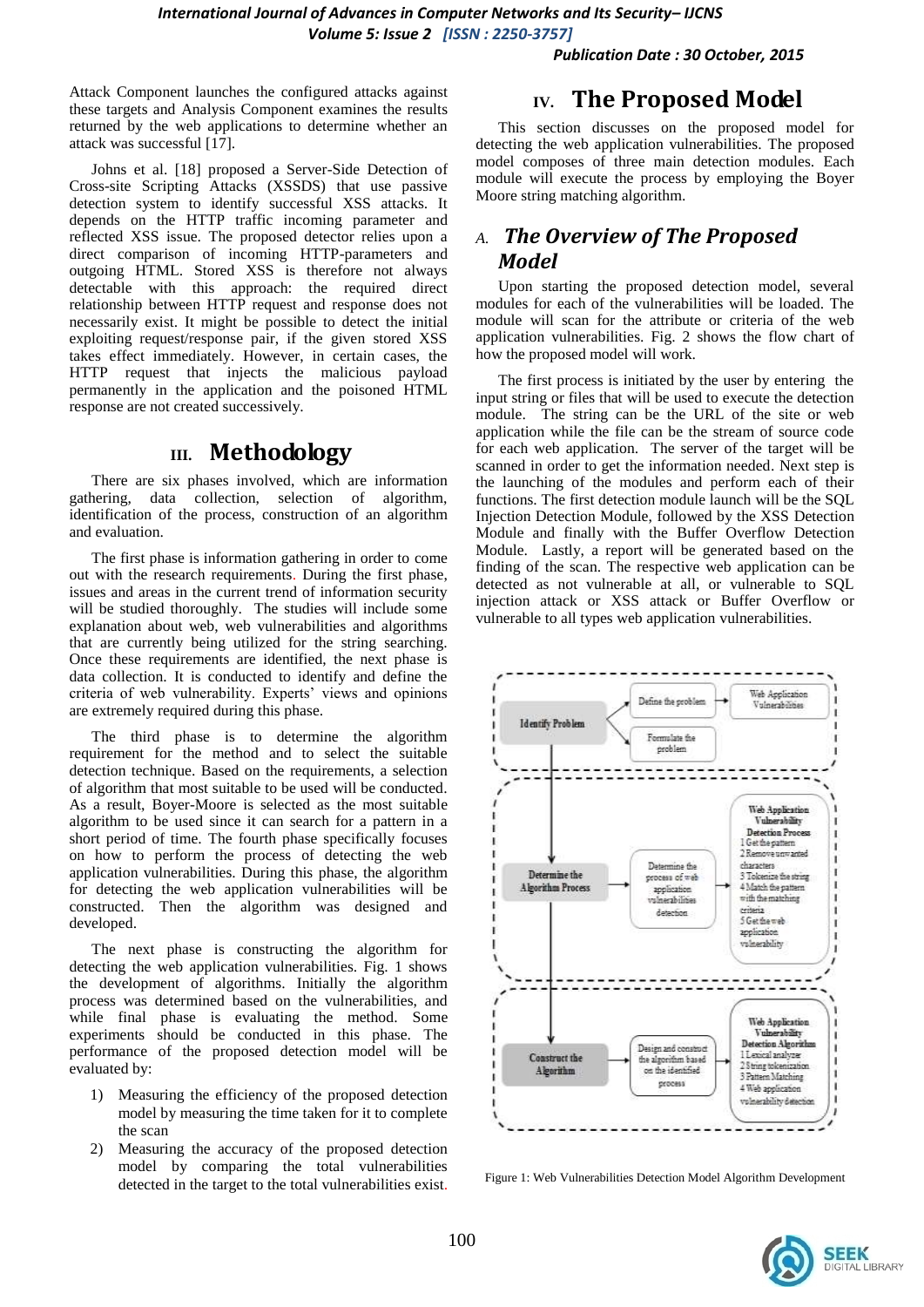Attack Component launches the configured attacks against these targets and Analysis Component examines the results returned by the web applications to determine whether an attack was successful [17].

Johns et al. [18] proposed a Server-Side Detection of Cross-site Scripting Attacks (XSSDS) that use passive detection system to identify successful XSS attacks. It depends on the HTTP traffic incoming parameter and reflected XSS issue. The proposed detector relies upon a direct comparison of incoming HTTP-parameters and outgoing HTML. Stored XSS is therefore not always detectable with this approach: the required direct relationship between HTTP request and response does not necessarily exist. It might be possible to detect the initial exploiting request/response pair, if the given stored XSS takes effect immediately. However, in certain cases, the HTTP request that injects the malicious payload permanently in the application and the poisoned HTML response are not created successively.

## III. Methodology

There are six phases involved, which are information gathering, data collection, selection of algorithm, identification of the process, construction of an algorithm and evaluation.

The first phase is information gathering in order to come out with the research requirements. During the first phase, issues and areas in the current trend of information security will be studied thoroughly. The studies will include some explanation about web, web vulnerabilities and algorithms that are currently being utilized for the string searching. Once these requirements are identified, the next phase is data collection. It is conducted to identify and define the criteria of web vulnerability. Experts' views and opinions are extremely required during this phase.

The third phase is to determine the algorithm requirement for the method and to select the suitable detection technique. Based on the requirements, a selection of algorithm that most suitable to be used will be conducted. As a result, Boyer-Moore is selected as the most suitable algorithm to be used since it can search for a pattern in a short period of time. The fourth phase specifically focuses on how to perform the process of detecting the web application vulnerabilities. During this phase, the algorithm for detecting the web application vulnerabilities will be constructed. Then the algorithm was designed and developed.

The next phase is constructing the algorithm for detecting the web application vulnerabilities. Fig. 1 shows the development of algorithms. Initially the algorithm process was determined based on the vulnerabilities, and while final phase is evaluating the method. Some experiments should be conducted in this phase. The performance of the proposed detection model will be evaluated by:

1) Measuring the efficiency of the proposed detection model by measuring the time taken for it to complete the scan
2) Measuring the accuracy of the proposed detection model by comparing the total vulnerabilities detected in the target to the total vulnerabilities exist.

## IV. The Proposed Model

This section discusses on the proposed model for detecting the web application vulnerabilities. The proposed model composes of three main detection modules. Each module will execute the process by employing the Boyer Moore string matching algorithm.

### *A. The Overview of The Proposed Model*

Upon starting the proposed detection model, several modules for each of the vulnerabilities will be loaded. The module will scan for the attribute or criteria of the web application vulnerabilities. Fig. 2 shows the flow chart of how the proposed model will work.

The first process is initiated by the user by entering the input string or files that will be used to execute the detection module. The string can be the URL of the site or web application while the file can be the stream of source code for each web application. The server of the target will be scanned in order to get the information needed. Next step is the launching of the modules and perform each of their functions. The first detection module launch will be the SQL Injection Detection Module, followed by the XSS Detection Module and finally with the Buffer Overflow Detection Module. Lastly, a report will be generated based on the finding of the scan. The respective web application can be detected as not vulnerable at all, or vulnerable to SQL injection attack or XSS attack or Buffer Overflow or vulnerable to all types web application vulnerabilities.

Identify Problem → Define the problem → Web Application Vulnerabilities; Formulate the problem

Determine the Algorithm Process → Determine the process of web application vulnerabilities detection → Web Application Vulnerability Detection Process: 1 Get the pattern, 2 Remove unwanted characters, 3 Tokenize the string, 4 Match the pattern with the matching criteria, 5 Get the web application vulnerability

Construct the Algorithm → Design and construct the algorithm based on the identified process → Web Application Vulnerability Detection Algorithm: 1 Lexical analyzer, 2 String tokenization, 3 Pattern Matching, 4 Web application vulnerability detection

Figure 1: Web Vulnerabilities Detection Model Algorithm Development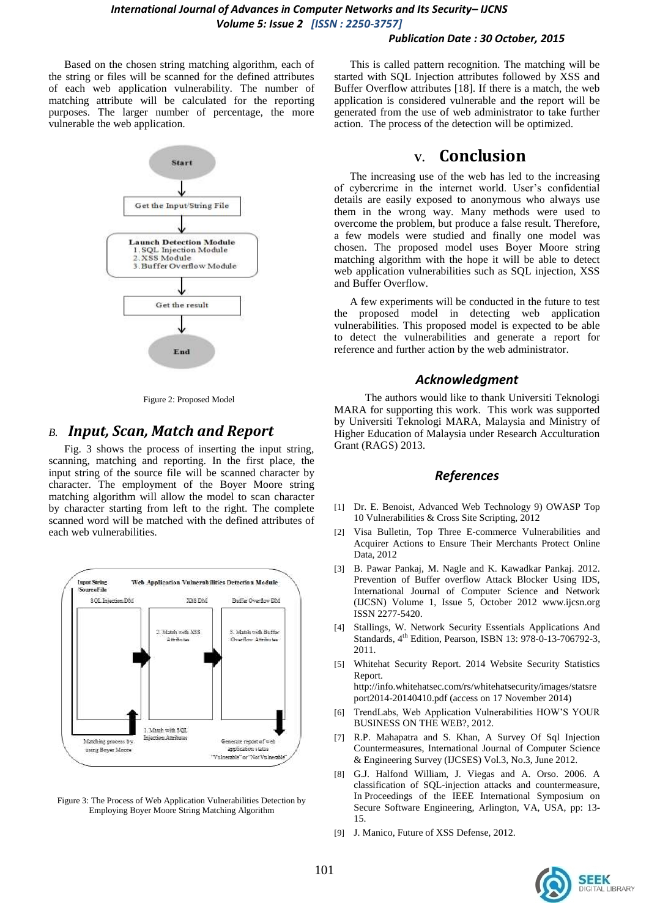Based on the chosen string matching algorithm, each of the string or files will be scanned for the defined attributes of each web application vulnerability. The number of matching attribute will be calculated for the reporting purposes. The larger number of percentage, the more vulnerable the web application.

Figure 2: Proposed Model

### *B. Input, Scan, Match and Report*

Fig. 3 shows the process of inserting the input string, scanning, matching and reporting. In the first place, the input string of the source file will be scanned character by character. The employment of the Boyer Moore string matching algorithm will allow the model to scan character by character starting from left to the right. The complete scanned word will be matched with the defined attributes of each web vulnerabilities.

Figure 3: The Process of Web Application Vulnerabilities Detection by Employing Boyer Moore String Matching Algorithm

This is called pattern recognition. The matching will be started with SQL Injection attributes followed by XSS and Buffer Overflow attributes [18]. If there is a match, the web application is considered vulnerable and the report will be generated from the use of web administrator to take further action. The process of the detection will be optimized.

## V. Conclusion

The increasing use of the web has led to the increasing of cybercrime in the internet world. User's confidential details are easily exposed to anonymous who always use them in the wrong way. Many methods were used to overcome the problem, but produce a false result. Therefore, a few models were studied and finally one model was chosen. The proposed model uses Boyer Moore string matching algorithm with the hope it will be able to detect web application vulnerabilities such as SQL injection, XSS and Buffer Overflow.

A few experiments will be conducted in the future to test the proposed model in detecting web application vulnerabilities. This proposed model is expected to be able to detect the vulnerabilities and generate a report for reference and further action by the web administrator.

### *Acknowledgment*

The authors would like to thank Universiti Teknologi MARA for supporting this work. This work was supported by Universiti Teknologi MARA, Malaysia and Ministry of Higher Education of Malaysia under Research Acculturation Grant (RAGS) 2013.

### *References*

[1] Dr. E. Benoist, Advanced Web Technology 9) OWASP Top 10 Vulnerabilities & Cross Site Scripting, 2012

[2] Visa Bulletin, Top Three E-commerce Vulnerabilities and Acquirer Actions to Ensure Their Merchants Protect Online Data, 2012

[3] B. Pawar Pankaj, M. Nagle and K. Kawadkar Pankaj. 2012. Prevention of Buffer overflow Attack Blocker Using IDS, International Journal of Computer Science and Network (IJCSN) Volume 1, Issue 5, October 2012 www.ijcsn.org ISSN 2277-5420.

[4] Stallings, W. Network Security Essentials Applications And Standards, 4th Edition, Pearson, ISBN 13: 978-0-13-706792-3, 2011.

[5] Whitehat Security Report. 2014 Website Security Statistics Report. http://info.whitehatsec.com/rs/whitehatsecurity/images/statsreport2014-20140410.pdf (access on 17 November 2014)

[6] TrendLabs, Web Application Vulnerabilities HOW'S YOUR BUSINESS ON THE WEB?, 2012.

[7] R.P. Mahapatra and S. Khan, A Survey Of Sql Injection Countermeasures, International Journal of Computer Science & Engineering Survey (IJCSES) Vol.3, No.3, June 2012.

[8] G.J. Halfond William, J. Viegas and A. Orso. 2006. A classification of SQL-injection attacks and countermeasure, In Proceedings of the IEEE International Symposium on Secure Software Engineering, Arlington, VA, USA, pp: 13-15.

[9] J. Manico, Future of XSS Defense, 2012.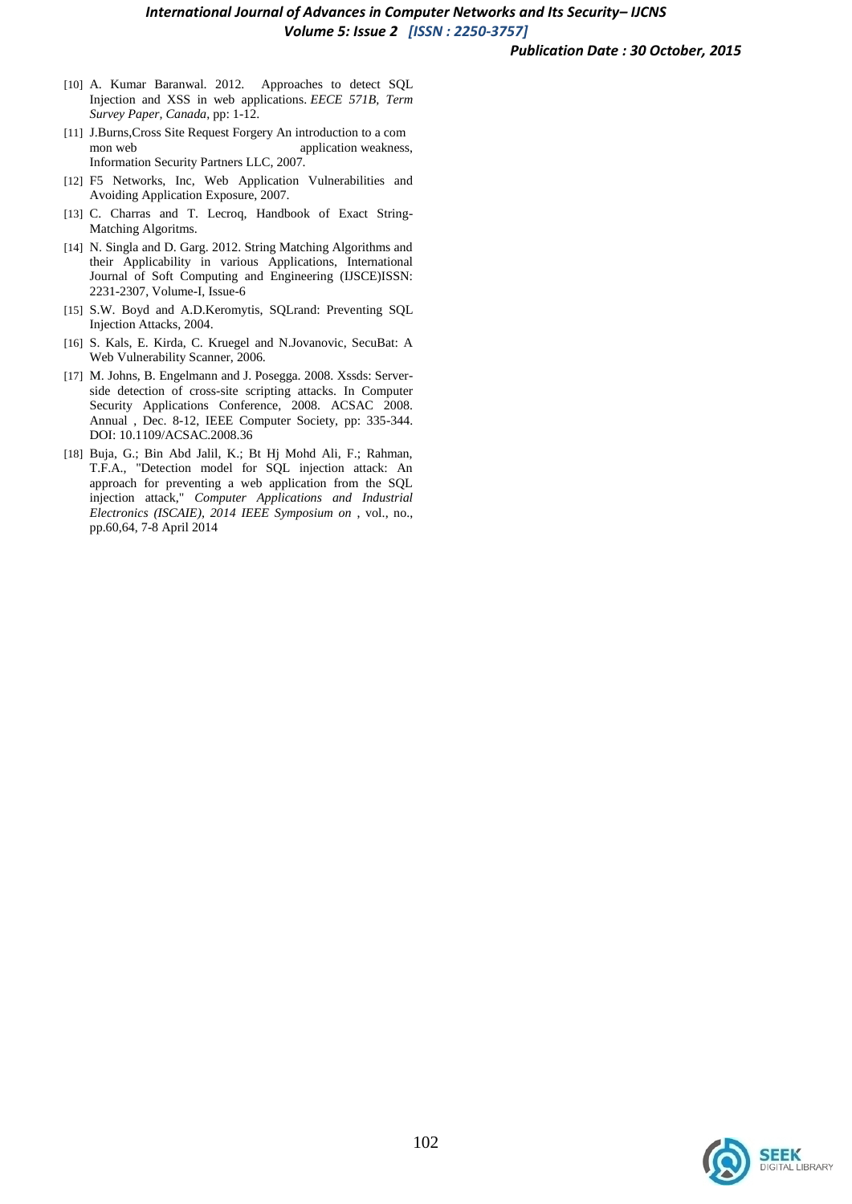[10] A. Kumar Baranwal. 2012. Approaches to detect SQL Injection and XSS in web applications. *EECE 571B, Term Survey Paper, Canada*, pp: 1-12.

[11] J.Burns,Cross Site Request Forgery An introduction to a com mon web application weakness, Information Security Partners LLC, 2007.

[12] F5 Networks, Inc, Web Application Vulnerabilities and Avoiding Application Exposure, 2007.

[13] C. Charras and T. Lecroq, Handbook of Exact String-Matching Algoritms.

[14] N. Singla and D. Garg. 2012. String Matching Algorithms and their Applicability in various Applications, International Journal of Soft Computing and Engineering (IJSCE)ISSN: 2231-2307, Volume-I, Issue-6

[15] S.W. Boyd and A.D.Keromytis, SQLrand: Preventing SQL Injection Attacks, 2004.

[16] S. Kals, E. Kirda, C. Kruegel and N.Jovanovic, SecuBat: A Web Vulnerability Scanner, 2006.

[17] M. Johns, B. Engelmann and J. Posegga. 2008. Xssds: Server-side detection of cross-site scripting attacks. In Computer Security Applications Conference, 2008. ACSAC 2008. Annual , Dec. 8-12, IEEE Computer Society, pp: 335-344. DOI: 10.1109/ACSAC.2008.36

[18] Buja, G.; Bin Abd Jalil, K.; Bt Hj Mohd Ali, F.; Rahman, T.F.A., "Detection model for SQL injection attack: An approach for preventing a web application from the SQL injection attack," *Computer Applications and Industrial Electronics (ISCAIE), 2014 IEEE Symposium on* , vol., no., pp.60,64, 7-8 April 2014